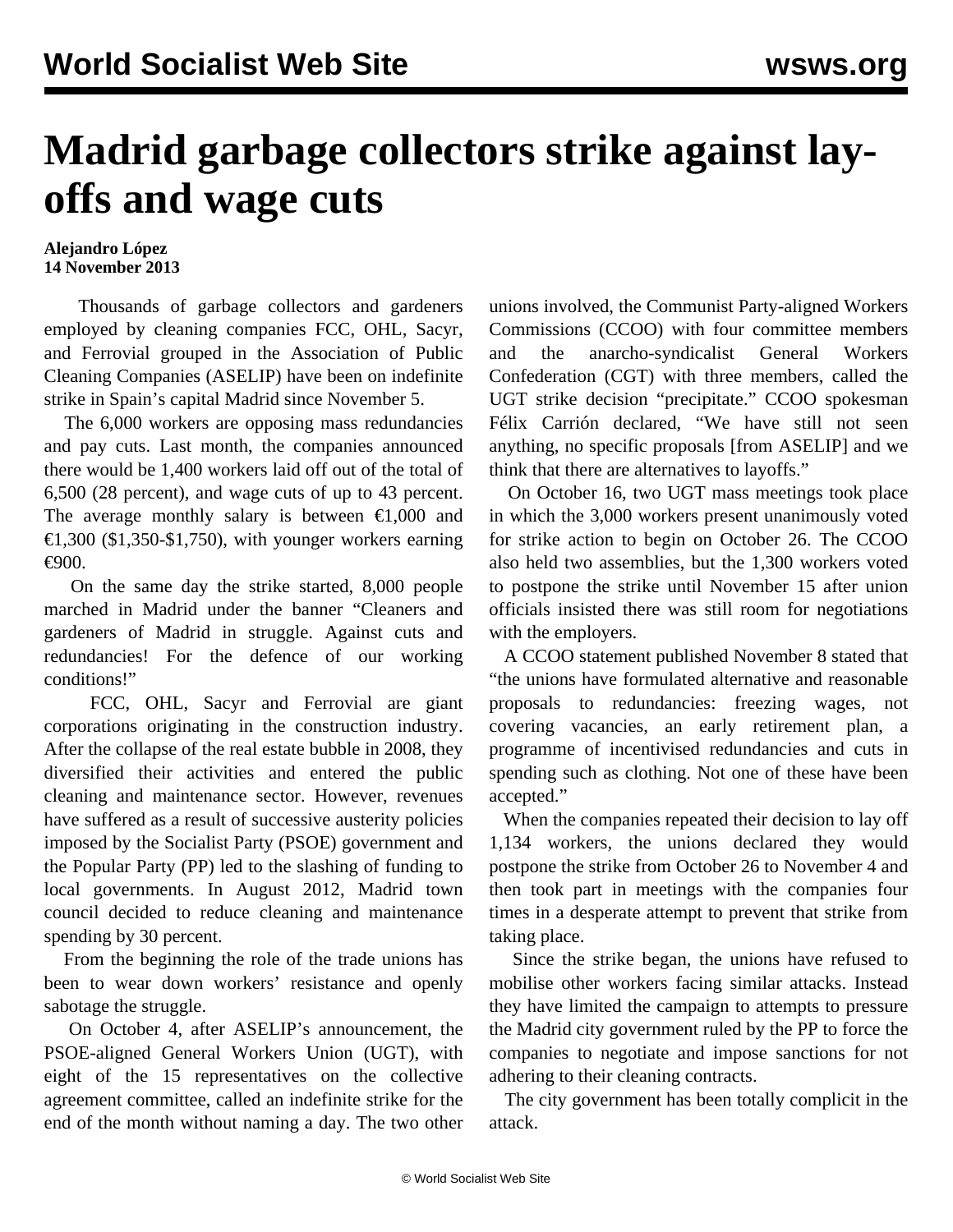# Madrid garbage collectors strike against lay-offs and wage cuts

**Alejandro López**
**14 November 2013**

Thousands of garbage collectors and gardeners employed by cleaning companies FCC, OHL, Sacyr, and Ferrovial grouped in the Association of Public Cleaning Companies (ASELIP) have been on indefinite strike in Spain's capital Madrid since November 5.

The 6,000 workers are opposing mass redundancies and pay cuts. Last month, the companies announced there would be 1,400 workers laid off out of the total of 6,500 (28 percent), and wage cuts of up to 43 percent. The average monthly salary is between €1,000 and €1,300 ($1,350-$1,750), with younger workers earning €900.

On the same day the strike started, 8,000 people marched in Madrid under the banner "Cleaners and gardeners of Madrid in struggle. Against cuts and redundancies! For the defence of our working conditions!"

FCC, OHL, Sacyr and Ferrovial are giant corporations originating in the construction industry. After the collapse of the real estate bubble in 2008, they diversified their activities and entered the public cleaning and maintenance sector. However, revenues have suffered as a result of successive austerity policies imposed by the Socialist Party (PSOE) government and the Popular Party (PP) led to the slashing of funding to local governments. In August 2012, Madrid town council decided to reduce cleaning and maintenance spending by 30 percent.

From the beginning the role of the trade unions has been to wear down workers' resistance and openly sabotage the struggle.

On October 4, after ASELIP's announcement, the PSOE-aligned General Workers Union (UGT), with eight of the 15 representatives on the collective agreement committee, called an indefinite strike for the end of the month without naming a day. The two other unions involved, the Communist Party-aligned Workers Commissions (CCOO) with four committee members and the anarcho-syndicalist General Workers Confederation (CGT) with three members, called the UGT strike decision "precipitate." CCOO spokesman Félix Carrión declared, "We have still not seen anything, no specific proposals [from ASELIP] and we think that there are alternatives to layoffs."

On October 16, two UGT mass meetings took place in which the 3,000 workers present unanimously voted for strike action to begin on October 26. The CCOO also held two assemblies, but the 1,300 workers voted to postpone the strike until November 15 after union officials insisted there was still room for negotiations with the employers.

A CCOO statement published November 8 stated that "the unions have formulated alternative and reasonable proposals to redundancies: freezing wages, not covering vacancies, an early retirement plan, a programme of incentivised redundancies and cuts in spending such as clothing. Not one of these have been accepted."

When the companies repeated their decision to lay off 1,134 workers, the unions declared they would postpone the strike from October 26 to November 4 and then took part in meetings with the companies four times in a desperate attempt to prevent that strike from taking place.

Since the strike began, the unions have refused to mobilise other workers facing similar attacks. Instead they have limited the campaign to attempts to pressure the Madrid city government ruled by the PP to force the companies to negotiate and impose sanctions for not adhering to their cleaning contracts.

The city government has been totally complicit in the attack.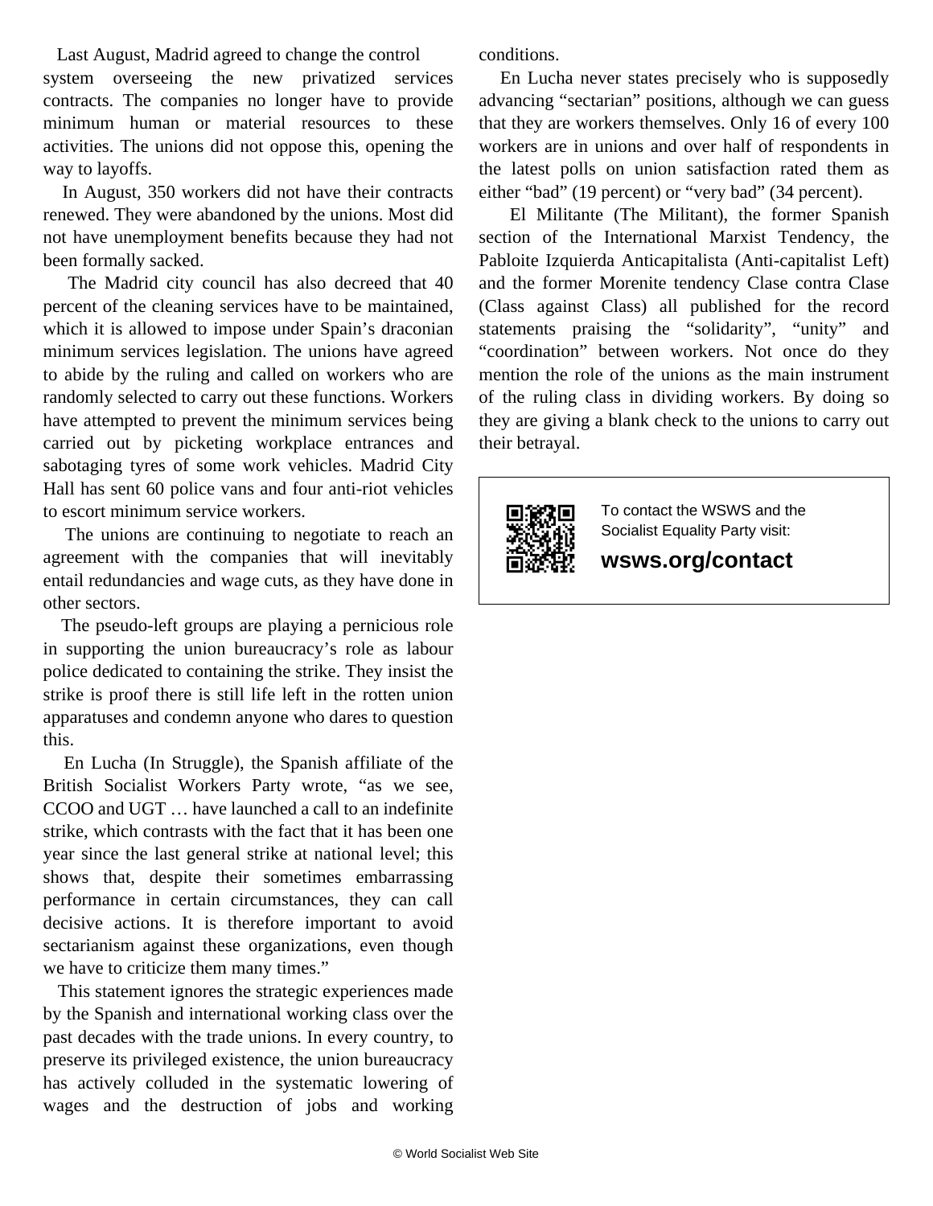Last August, Madrid agreed to change the control system overseeing the new privatized services contracts. The companies no longer have to provide minimum human or material resources to these activities. The unions did not oppose this, opening the way to layoffs.

In August, 350 workers did not have their contracts renewed. They were abandoned by the unions. Most did not have unemployment benefits because they had not been formally sacked.

The Madrid city council has also decreed that 40 percent of the cleaning services have to be maintained, which it is allowed to impose under Spain's draconian minimum services legislation. The unions have agreed to abide by the ruling and called on workers who are randomly selected to carry out these functions. Workers have attempted to prevent the minimum services being carried out by picketing workplace entrances and sabotaging tyres of some work vehicles. Madrid City Hall has sent 60 police vans and four anti-riot vehicles to escort minimum service workers.

The unions are continuing to negotiate to reach an agreement with the companies that will inevitably entail redundancies and wage cuts, as they have done in other sectors.

The pseudo-left groups are playing a pernicious role in supporting the union bureaucracy's role as labour police dedicated to containing the strike. They insist the strike is proof there is still life left in the rotten union apparatuses and condemn anyone who dares to question this.

En Lucha (In Struggle), the Spanish affiliate of the British Socialist Workers Party wrote, "as we see, CCOO and UGT … have launched a call to an indefinite strike, which contrasts with the fact that it has been one year since the last general strike at national level; this shows that, despite their sometimes embarrassing performance in certain circumstances, they can call decisive actions. It is therefore important to avoid sectarianism against these organizations, even though we have to criticize them many times."

This statement ignores the strategic experiences made by the Spanish and international working class over the past decades with the trade unions. In every country, to preserve its privileged existence, the union bureaucracy has actively colluded in the systematic lowering of wages and the destruction of jobs and working conditions.

En Lucha never states precisely who is supposedly advancing "sectarian" positions, although we can guess that they are workers themselves. Only 16 of every 100 workers are in unions and over half of respondents in the latest polls on union satisfaction rated them as either "bad" (19 percent) or "very bad" (34 percent).

El Militante (The Militant), the former Spanish section of the International Marxist Tendency, the Pabloite Izquierda Anticapitalista (Anti-capitalist Left) and the former Morenite tendency Clase contra Clase (Class against Class) all published for the record statements praising the "solidarity", "unity" and "coordination" between workers. Not once do they mention the role of the unions as the main instrument of the ruling class in dividing workers. By doing so they are giving a blank check to the unions to carry out their betrayal.

To contact the WSWS and the Socialist Equality Party visit:

**wsws.org/contact**